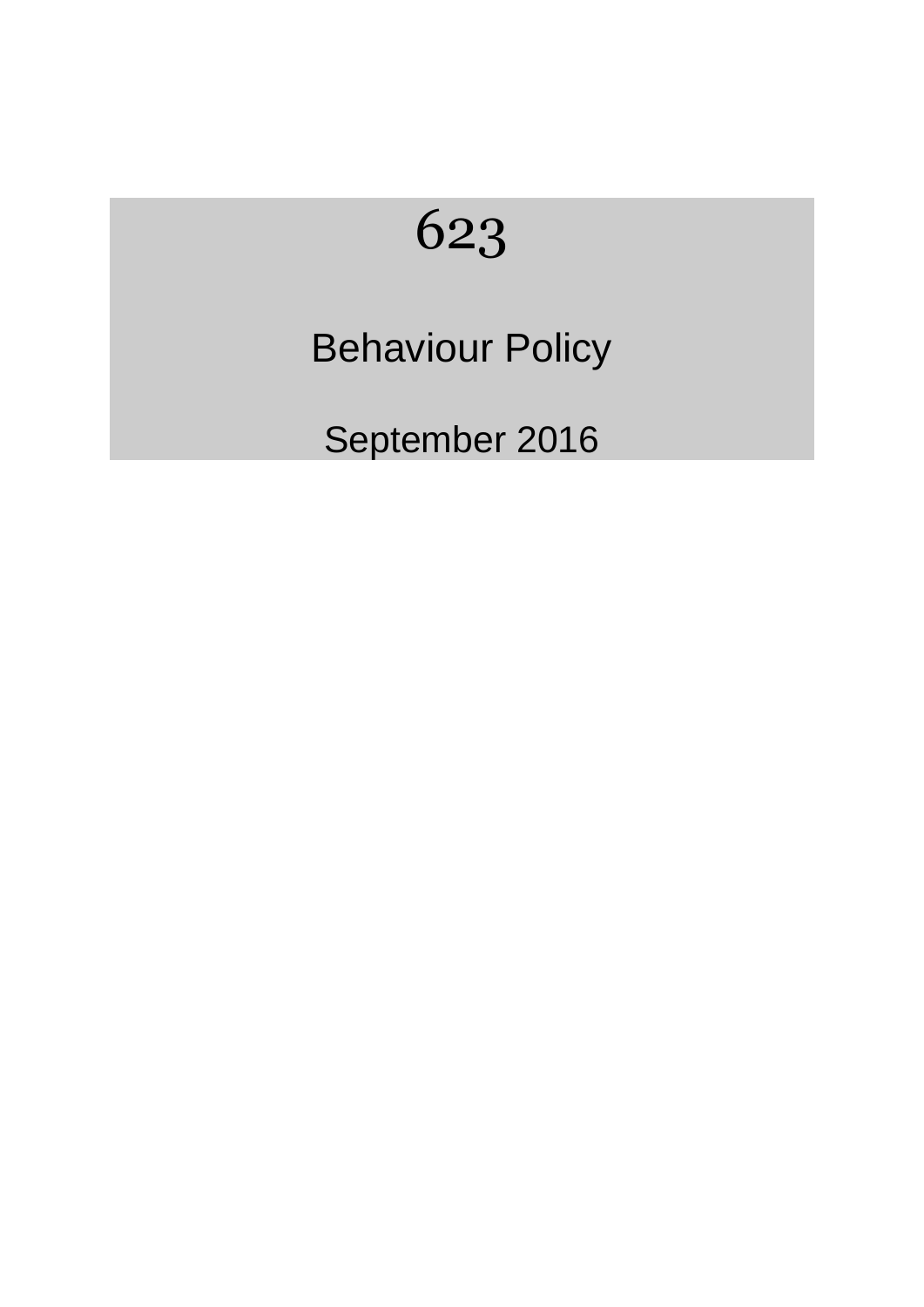# 623

## Behaviour Policy

September 2016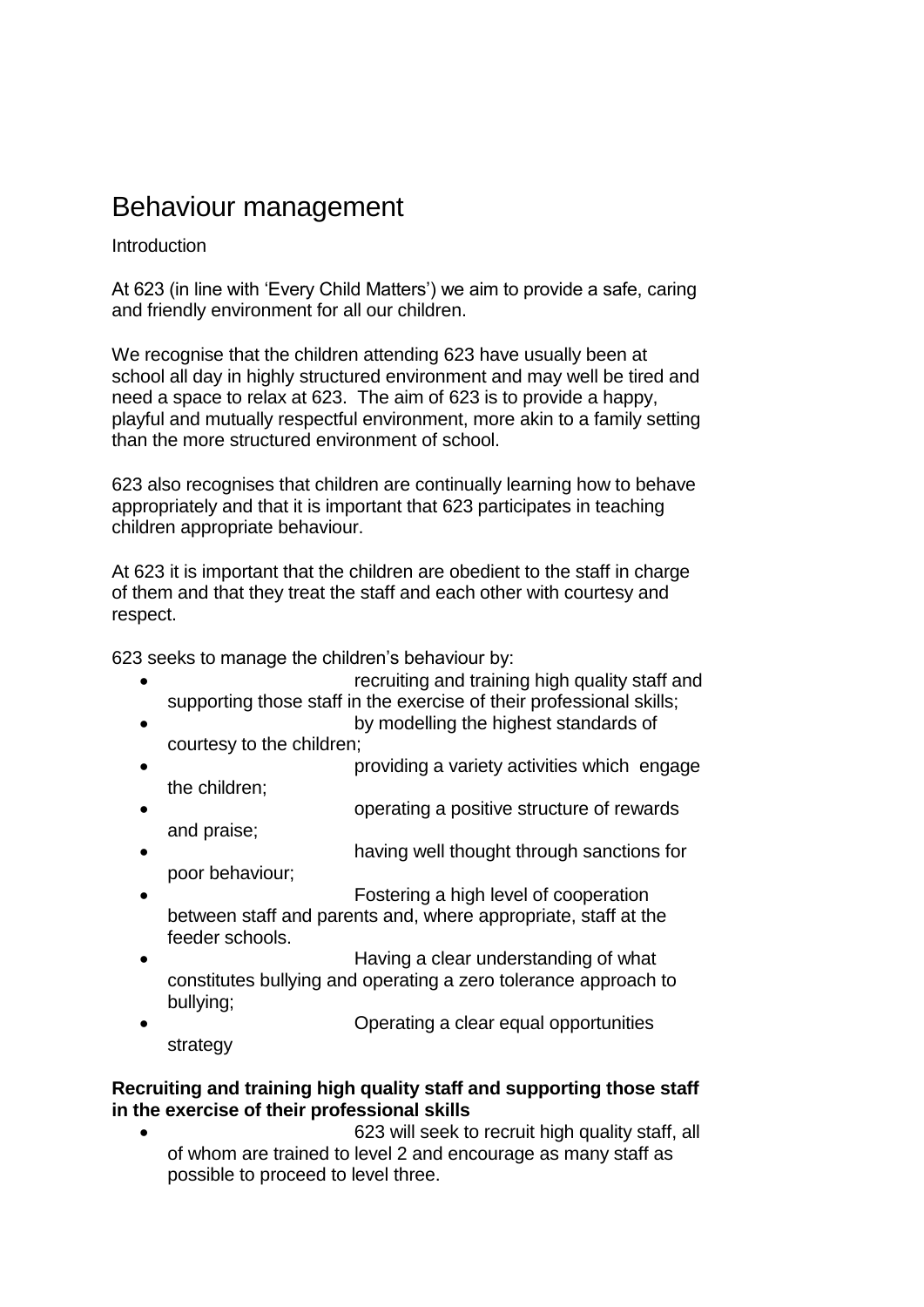# Behaviour management

Introduction

At 623 (in line with 'Every Child Matters') we aim to provide a safe, caring and friendly environment for all our children.

We recognise that the children attending 623 have usually been at school all day in highly structured environment and may well be tired and need a space to relax at 623. The aim of 623 is to provide a happy, playful and mutually respectful environment, more akin to a family setting than the more structured environment of school.

623 also recognises that children are continually learning how to behave appropriately and that it is important that 623 participates in teaching children appropriate behaviour.

At 623 it is important that the children are obedient to the staff in charge of them and that they treat the staff and each other with courtesy and respect.

623 seeks to manage the children's behaviour by:

- recruiting and training high quality staff and supporting those staff in the exercise of their professional skills;
- by modelling the highest standards of courtesy to the children;
- providing a variety activities which engage the children;
- operating a positive structure of rewards and praise;
- having well thought through sanctions for poor behaviour;
- Fostering a high level of cooperation between staff and parents and, where appropriate, staff at the feeder schools.
- Having a clear understanding of what constitutes bullying and operating a zero tolerance approach to bullying;
- Operating a clear equal opportunities strategy

**Recruiting and training high quality staff and supporting those staff in the exercise of their professional skills**

- 623 will seek to recruit high quality staff, all of whom are trained to level 2 and encourage as many staff as possible to proceed to level three.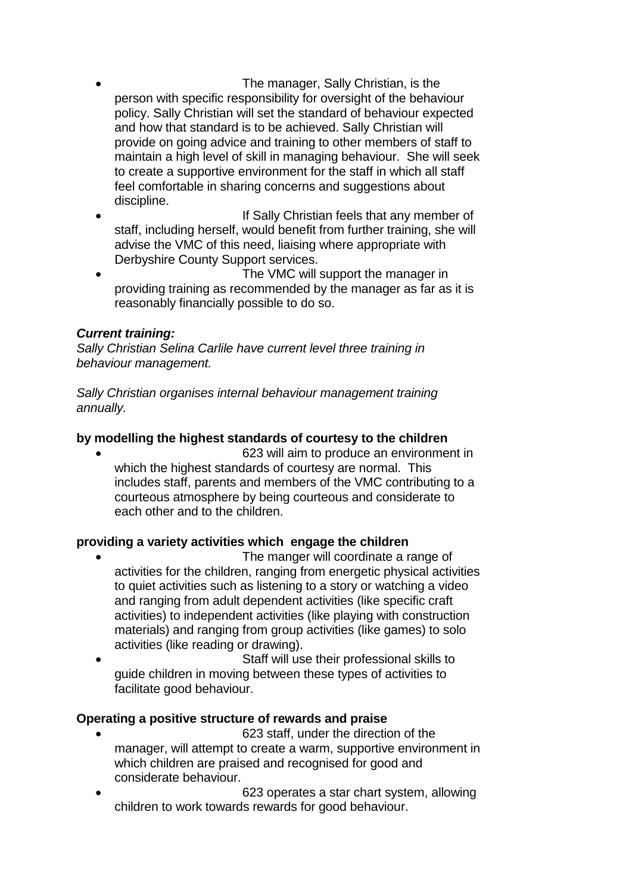- The manager, Sally Christian, is the person with specific responsibility for oversight of the behaviour policy. Sally Christian will set the standard of behaviour expected and how that standard is to be achieved. Sally Christian will provide on going advice and training to other members of staff to maintain a high level of skill in managing behaviour. She will seek to create a supportive environment for the staff in which all staff feel comfortable in sharing concerns and suggestions about discipline.
- If Sally Christian feels that any member of staff, including herself, would benefit from further training, she will advise the VMC of this need, liaising where appropriate with Derbyshire County Support services.
- The VMC will support the manager in providing training as recommended by the manager as far as it is reasonably financially possible to do so.

***Current training:***
*Sally Christian Selina Carlile have current level three training in behaviour management.*

*Sally Christian organises internal behaviour management training annually.*

**by modelling the highest standards of courtesy to the children**

- 623 will aim to produce an environment in which the highest standards of courtesy are normal. This includes staff, parents and members of the VMC contributing to a courteous atmosphere by being courteous and considerate to each other and to the children.

**providing a variety activities which engage the children**

- The manger will coordinate a range of activities for the children, ranging from energetic physical activities to quiet activities such as listening to a story or watching a video and ranging from adult dependent activities (like specific craft activities) to independent activities (like playing with construction materials) and ranging from group activities (like games) to solo activities (like reading or drawing).
- Staff will use their professional skills to guide children in moving between these types of activities to facilitate good behaviour.

**Operating a positive structure of rewards and praise**

- 623 staff, under the direction of the manager, will attempt to create a warm, supportive environment in which children are praised and recognised for good and considerate behaviour.
- 623 operates a star chart system, allowing children to work towards rewards for good behaviour.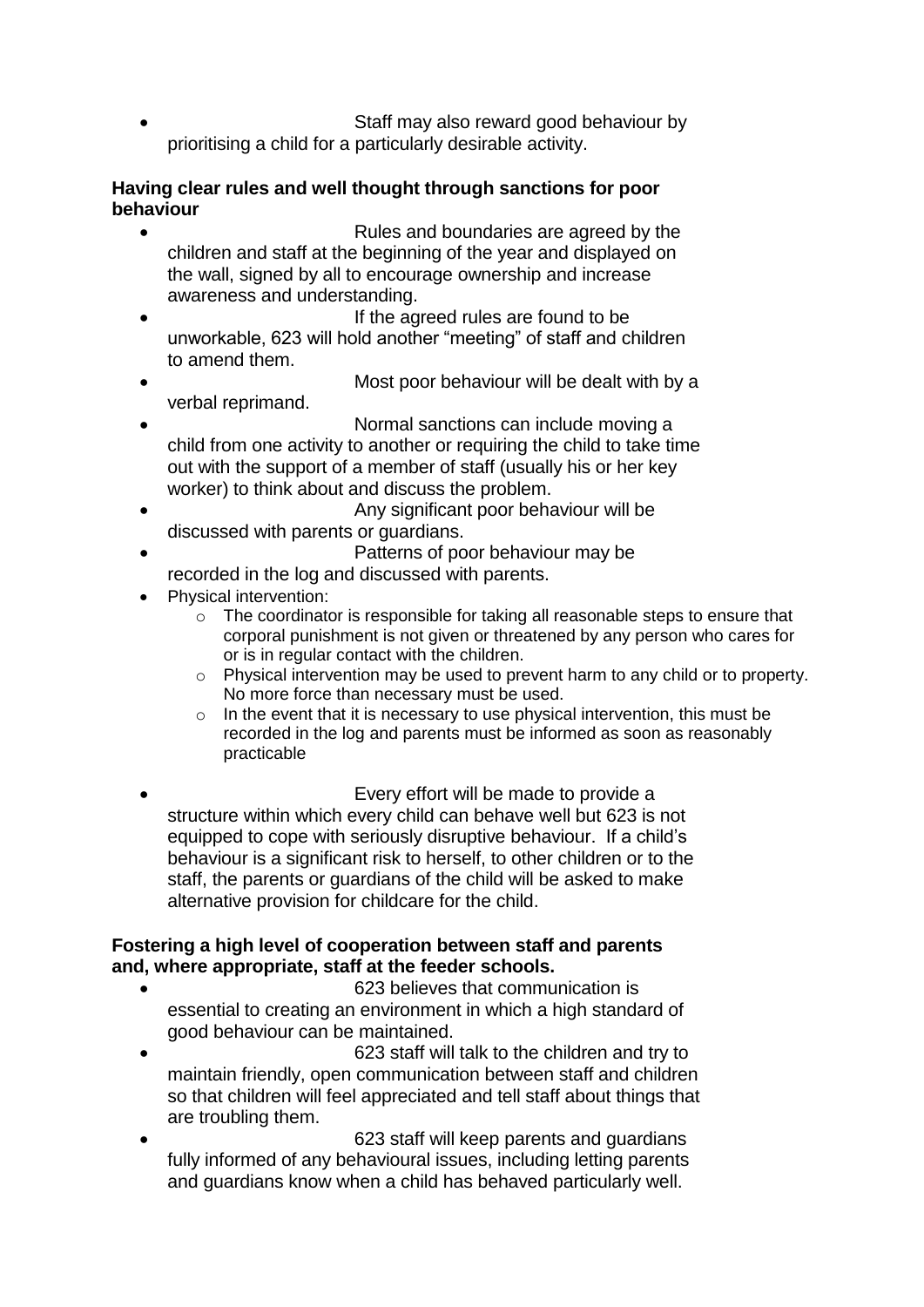- Staff may also reward good behaviour by prioritising a child for a particularly desirable activity.

**Having clear rules and well thought through sanctions for poor behaviour**

- Rules and boundaries are agreed by the children and staff at the beginning of the year and displayed on the wall, signed by all to encourage ownership and increase awareness and understanding.
- If the agreed rules are found to be unworkable, 623 will hold another "meeting" of staff and children to amend them.
- Most poor behaviour will be dealt with by a verbal reprimand.
- Normal sanctions can include moving a child from one activity to another or requiring the child to take time out with the support of a member of staff (usually his or her key worker) to think about and discuss the problem.
- Any significant poor behaviour will be discussed with parents or guardians.
- Patterns of poor behaviour may be recorded in the log and discussed with parents.
- Physical intervention:
  - The coordinator is responsible for taking all reasonable steps to ensure that corporal punishment is not given or threatened by any person who cares for or is in regular contact with the children.
  - Physical intervention may be used to prevent harm to any child or to property. No more force than necessary must be used.
  - In the event that it is necessary to use physical intervention, this must be recorded in the log and parents must be informed as soon as reasonably practicable
- Every effort will be made to provide a structure within which every child can behave well but 623 is not equipped to cope with seriously disruptive behaviour. If a child's behaviour is a significant risk to herself, to other children or to the staff, the parents or guardians of the child will be asked to make alternative provision for childcare for the child.

**Fostering a high level of cooperation between staff and parents and, where appropriate, staff at the feeder schools.**

- 623 believes that communication is essential to creating an environment in which a high standard of good behaviour can be maintained.
- 623 staff will talk to the children and try to maintain friendly, open communication between staff and children so that children will feel appreciated and tell staff about things that are troubling them.
- 623 staff will keep parents and guardians fully informed of any behavioural issues, including letting parents and guardians know when a child has behaved particularly well.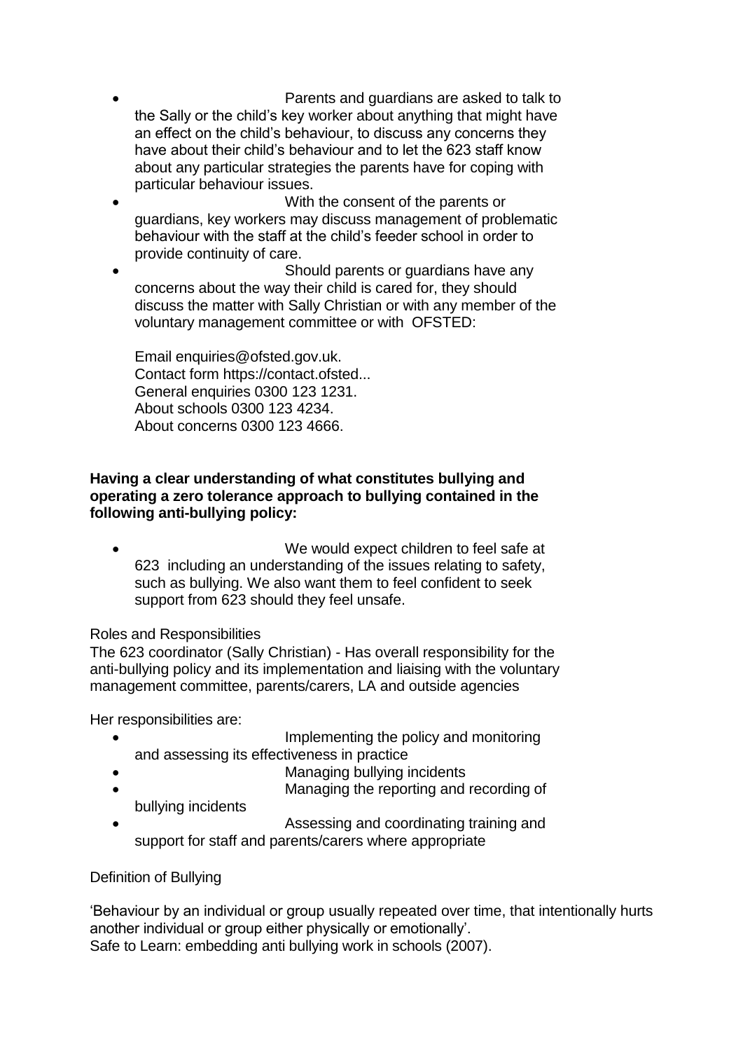- Parents and guardians are asked to talk to the Sally or the child's key worker about anything that might have an effect on the child's behaviour, to discuss any concerns they have about their child's behaviour and to let the 623 staff know about any particular strategies the parents have for coping with particular behaviour issues.
- With the consent of the parents or guardians, key workers may discuss management of problematic behaviour with the staff at the child's feeder school in order to provide continuity of care.
- Should parents or guardians have any concerns about the way their child is cared for, they should discuss the matter with Sally Christian or with any member of the voluntary management committee or with OFSTED:

  Email enquiries@ofsted.gov.uk.
  Contact form https://contact.ofsted...
  General enquiries 0300 123 1231.
  About schools 0300 123 4234.
  About concerns 0300 123 4666.

**Having a clear understanding of what constitutes bullying and operating a zero tolerance approach to bullying contained in the following anti-bullying policy:**

- We would expect children to feel safe at 623 including an understanding of the issues relating to safety, such as bullying. We also want them to feel confident to seek support from 623 should they feel unsafe.

Roles and Responsibilities

The 623 coordinator (Sally Christian) - Has overall responsibility for the anti-bullying policy and its implementation and liaising with the voluntary management committee, parents/carers, LA and outside agencies

Her responsibilities are:

- Implementing the policy and monitoring and assessing its effectiveness in practice
- Managing bullying incidents
- Managing the reporting and recording of bullying incidents
- Assessing and coordinating training and support for staff and parents/carers where appropriate

Definition of Bullying

'Behaviour by an individual or group usually repeated over time, that intentionally hurts another individual or group either physically or emotionally'.
Safe to Learn: embedding anti bullying work in schools (2007).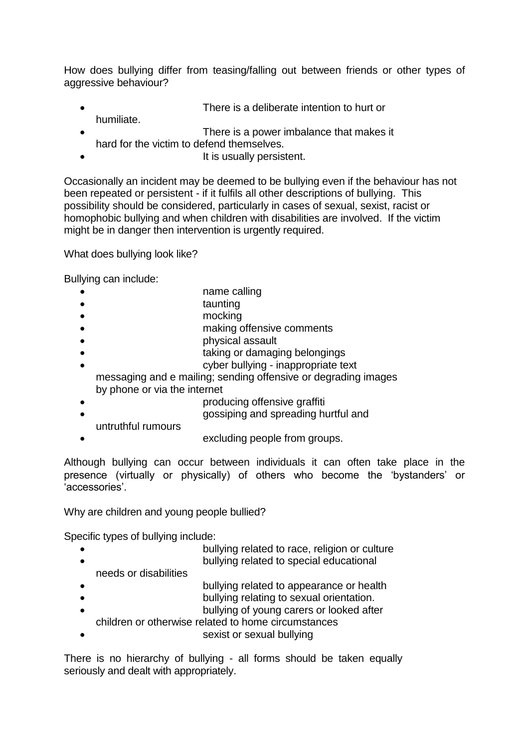How does bullying differ from teasing/falling out between friends or other types of aggressive behaviour?

- There is a deliberate intention to hurt or humiliate.
- There is a power imbalance that makes it hard for the victim to defend themselves.
- It is usually persistent.

Occasionally an incident may be deemed to be bullying even if the behaviour has not been repeated or persistent - if it fulfils all other descriptions of bullying. This possibility should be considered, particularly in cases of sexual, sexist, racist or homophobic bullying and when children with disabilities are involved. If the victim might be in danger then intervention is urgently required.

What does bullying look like?

Bullying can include:

- name calling
- taunting
- mocking
- making offensive comments
- physical assault
- taking or damaging belongings
- cyber bullying - inappropriate text messaging and e mailing; sending offensive or degrading images by phone or via the internet
- producing offensive graffiti
- gossiping and spreading hurtful and untruthful rumours
- excluding people from groups.

Although bullying can occur between individuals it can often take place in the presence (virtually or physically) of others who become the 'bystanders' or 'accessories'.

Why are children and young people bullied?

Specific types of bullying include:

- bullying related to race, religion or culture
- bullying related to special educational needs or disabilities
- bullying related to appearance or health
- bullying relating to sexual orientation.
- bullying of young carers or looked after children or otherwise related to home circumstances
- sexist or sexual bullying

There is no hierarchy of bullying - all forms should be taken equally seriously and dealt with appropriately.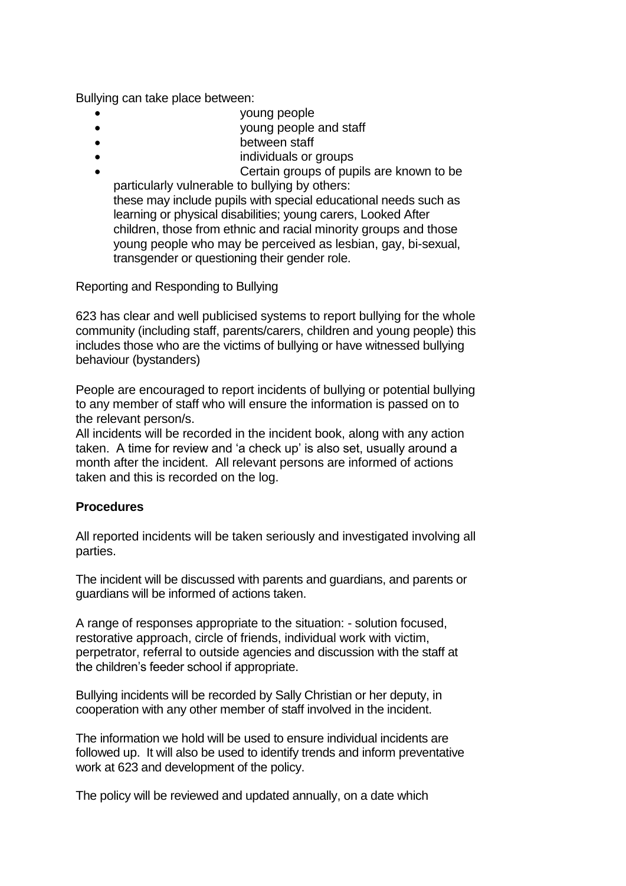Bullying can take place between:

- young people
- young people and staff
- between staff
- individuals or groups
- Certain groups of pupils are known to be particularly vulnerable to bullying by others:
  these may include pupils with special educational needs such as learning or physical disabilities; young carers, Looked After children, those from ethnic and racial minority groups and those young people who may be perceived as lesbian, gay, bi-sexual, transgender or questioning their gender role.

Reporting and Responding to Bullying

623 has clear and well publicised systems to report bullying for the whole community (including staff, parents/carers, children and young people) this includes those who are the victims of bullying or have witnessed bullying behaviour (bystanders)

People are encouraged to report incidents of bullying or potential bullying to any member of staff who will ensure the information is passed on to the relevant person/s.
All incidents will be recorded in the incident book, along with any action taken. A time for review and 'a check up' is also set, usually around a month after the incident. All relevant persons are informed of actions taken and this is recorded on the log.

**Procedures**

All reported incidents will be taken seriously and investigated involving all parties.

The incident will be discussed with parents and guardians, and parents or guardians will be informed of actions taken.

A range of responses appropriate to the situation: - solution focused, restorative approach, circle of friends, individual work with victim, perpetrator, referral to outside agencies and discussion with the staff at the children's feeder school if appropriate.

Bullying incidents will be recorded by Sally Christian or her deputy, in cooperation with any other member of staff involved in the incident.

The information we hold will be used to ensure individual incidents are followed up. It will also be used to identify trends and inform preventative work at 623 and development of the policy.

The policy will be reviewed and updated annually, on a date which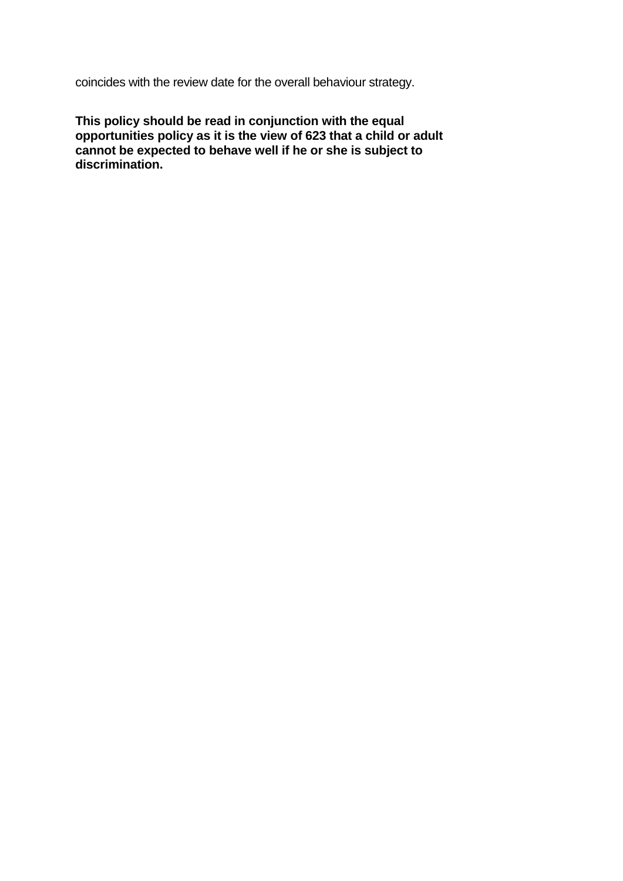coincides with the review date for the overall behaviour strategy.

**This policy should be read in conjunction with the equal opportunities policy as it is the view of 623 that a child or adult cannot be expected to behave well if he or she is subject to discrimination.**